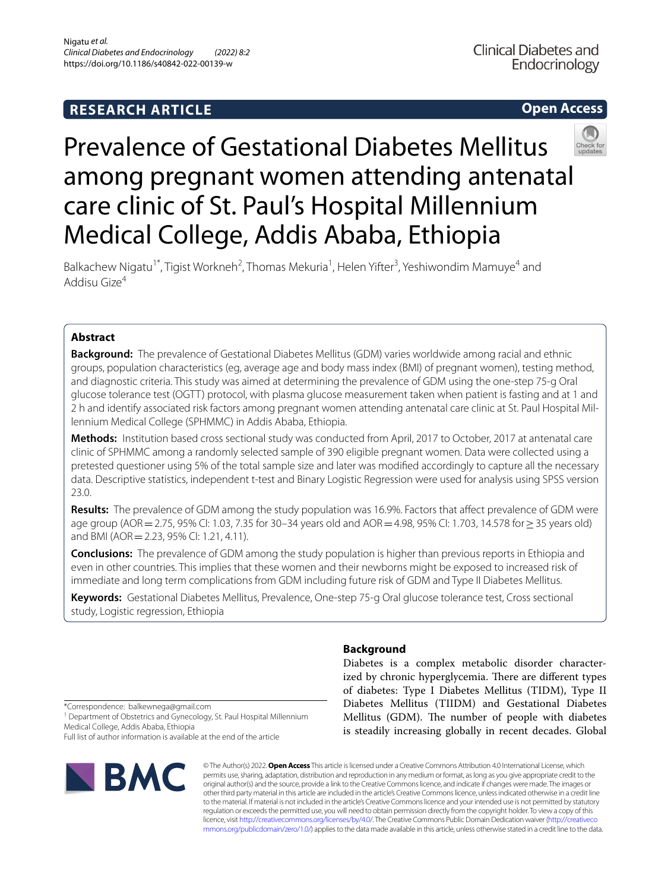RESEARCH ARTICLE

Open Access

# Prevalence of Gestational Diabetes Mellitus among pregnant women attending antenatal care clinic of St. Paul's Hospital Millennium Medical College, Addis Ababa, Ethiopia

Balkachew Nigatu[1*], Tigist Workneh[2], Thomas Mekuria[1], Helen Yifter[3], Yeshiwondim Mamuye[4] and Addisu Gize[4]

## Abstract

**Background:** The prevalence of Gestational Diabetes Mellitus (GDM) varies worldwide among racial and ethnic groups, population characteristics (eg, average age and body mass index (BMI) of pregnant women), testing method, and diagnostic criteria. This study was aimed at determining the prevalence of GDM using the one-step 75-g Oral glucose tolerance test (OGTT) protocol, with plasma glucose measurement taken when patient is fasting and at 1 and 2 h and identify associated risk factors among pregnant women attending antenatal care clinic at St. Paul Hospital Millennium Medical College (SPHMMC) in Addis Ababa, Ethiopia.

**Methods:** Institution based cross sectional study was conducted from April, 2017 to October, 2017 at antenatal care clinic of SPHMMC among a randomly selected sample of 390 eligible pregnant women. Data were collected using a pretested questioner using 5% of the total sample size and later was modified accordingly to capture all the necessary data. Descriptive statistics, independent t-test and Binary Logistic Regression were used for analysis using SPSS version 23.0.

**Results:** The prevalence of GDM among the study population was 16.9%. Factors that affect prevalence of GDM were age group (AOR = 2.75, 95% CI: 1.03, 7.35 for 30–34 years old and AOR = 4.98, 95% CI: 1.703, 14.578 for ≥ 35 years old) and BMI (AOR = 2.23, 95% CI: 1.21, 4.11).

**Conclusions:** The prevalence of GDM among the study population is higher than previous reports in Ethiopia and even in other countries. This implies that these women and their newborns might be exposed to increased risk of immediate and long term complications from GDM including future risk of GDM and Type II Diabetes Mellitus.

**Keywords:** Gestational Diabetes Mellitus, Prevalence, One-step 75-g Oral glucose tolerance test, Cross sectional study, Logistic regression, Ethiopia

## Background

Diabetes is a complex metabolic disorder characterized by chronic hyperglycemia. There are different types of diabetes: Type I Diabetes Mellitus (TIDM), Type II Diabetes Mellitus (TIIDM) and Gestational Diabetes Mellitus (GDM). The number of people with diabetes is steadily increasing globally in recent decades. Global

*Correspondence: balkewnega@gmail.com
[1] Department of Obstetrics and Gynecology, St. Paul Hospital Millennium Medical College, Addis Ababa, Ethiopia
Full list of author information is available at the end of the article

© The Author(s) 2022. **Open Access** This article is licensed under a Creative Commons Attribution 4.0 International License, which permits use, sharing, adaptation, distribution and reproduction in any medium or format, as long as you give appropriate credit to the original author(s) and the source, provide a link to the Creative Commons licence, and indicate if changes were made. The images or other third party material in this article are included in the article's Creative Commons licence, unless indicated otherwise in a credit line to the material. If material is not included in the article's Creative Commons licence and your intended use is not permitted by statutory regulation or exceeds the permitted use, you will need to obtain permission directly from the copyright holder. To view a copy of this licence, visit http://creativecommons.org/licenses/by/4.0/. The Creative Commons Public Domain Dedication waiver (http://creativecommons.org/publicdomain/zero/1.0/) applies to the data made available in this article, unless otherwise stated in a credit line to the data.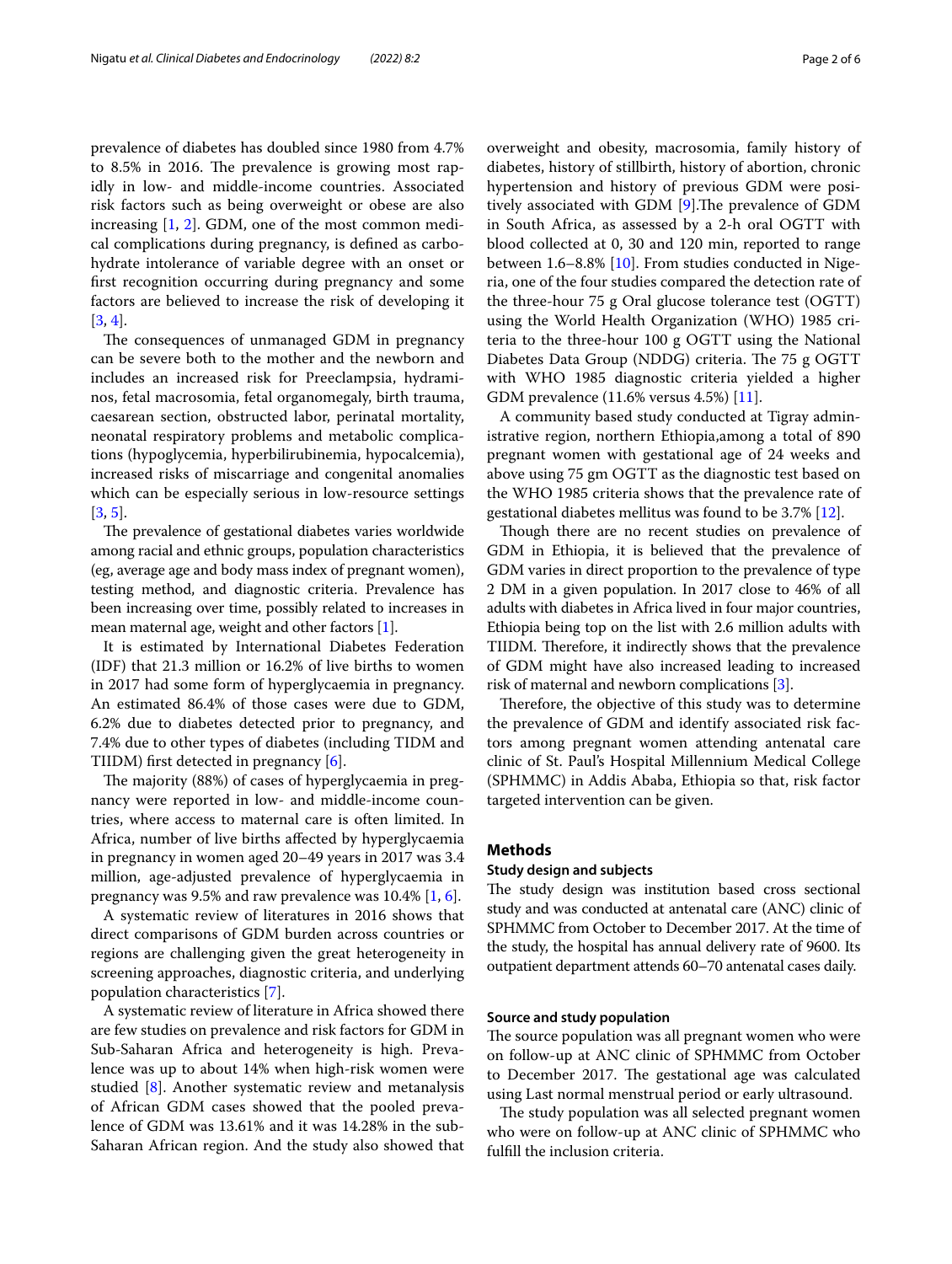prevalence of diabetes has doubled since 1980 from 4.7% to 8.5% in 2016. The prevalence is growing most rapidly in low- and middle-income countries. Associated risk factors such as being overweight or obese are also increasing [1, 2]. GDM, one of the most common medical complications during pregnancy, is defined as carbohydrate intolerance of variable degree with an onset or first recognition occurring during pregnancy and some factors are believed to increase the risk of developing it [3, 4].

The consequences of unmanaged GDM in pregnancy can be severe both to the mother and the newborn and includes an increased risk for Preeclampsia, hydraminos, fetal macrosomia, fetal organomegaly, birth trauma, caesarean section, obstructed labor, perinatal mortality, neonatal respiratory problems and metabolic complications (hypoglycemia, hyperbilirubinemia, hypocalcemia), increased risks of miscarriage and congenital anomalies which can be especially serious in low-resource settings [3, 5].

The prevalence of gestational diabetes varies worldwide among racial and ethnic groups, population characteristics (eg, average age and body mass index of pregnant women), testing method, and diagnostic criteria. Prevalence has been increasing over time, possibly related to increases in mean maternal age, weight and other factors [1].

It is estimated by International Diabetes Federation (IDF) that 21.3 million or 16.2% of live births to women in 2017 had some form of hyperglycaemia in pregnancy. An estimated 86.4% of those cases were due to GDM, 6.2% due to diabetes detected prior to pregnancy, and 7.4% due to other types of diabetes (including TIDM and TIIDM) first detected in pregnancy [6].

The majority (88%) of cases of hyperglycaemia in pregnancy were reported in low- and middle-income countries, where access to maternal care is often limited. In Africa, number of live births affected by hyperglycaemia in pregnancy in women aged 20–49 years in 2017 was 3.4 million, age-adjusted prevalence of hyperglycaemia in pregnancy was 9.5% and raw prevalence was 10.4% [1, 6].

A systematic review of literatures in 2016 shows that direct comparisons of GDM burden across countries or regions are challenging given the great heterogeneity in screening approaches, diagnostic criteria, and underlying population characteristics [7].

A systematic review of literature in Africa showed there are few studies on prevalence and risk factors for GDM in Sub-Saharan Africa and heterogeneity is high. Prevalence was up to about 14% when high-risk women were studied [8]. Another systematic review and metanalysis of African GDM cases showed that the pooled prevalence of GDM was 13.61% and it was 14.28% in the sub-Saharan African region. And the study also showed that overweight and obesity, macrosomia, family history of diabetes, history of stillbirth, history of abortion, chronic hypertension and history of previous GDM were positively associated with GDM [9].The prevalence of GDM in South Africa, as assessed by a 2-h oral OGTT with blood collected at 0, 30 and 120 min, reported to range between 1.6–8.8% [10]. From studies conducted in Nigeria, one of the four studies compared the detection rate of the three-hour 75 g Oral glucose tolerance test (OGTT) using the World Health Organization (WHO) 1985 criteria to the three-hour 100 g OGTT using the National Diabetes Data Group (NDDG) criteria. The 75 g OGTT with WHO 1985 diagnostic criteria yielded a higher GDM prevalence (11.6% versus 4.5%) [11].

A community based study conducted at Tigray administrative region, northern Ethiopia,among a total of 890 pregnant women with gestational age of 24 weeks and above using 75 gm OGTT as the diagnostic test based on the WHO 1985 criteria shows that the prevalence rate of gestational diabetes mellitus was found to be 3.7% [12].

Though there are no recent studies on prevalence of GDM in Ethiopia, it is believed that the prevalence of GDM varies in direct proportion to the prevalence of type 2 DM in a given population. In 2017 close to 46% of all adults with diabetes in Africa lived in four major countries, Ethiopia being top on the list with 2.6 million adults with TIIDM. Therefore, it indirectly shows that the prevalence of GDM might have also increased leading to increased risk of maternal and newborn complications [3].

Therefore, the objective of this study was to determine the prevalence of GDM and identify associated risk factors among pregnant women attending antenatal care clinic of St. Paul's Hospital Millennium Medical College (SPHMMC) in Addis Ababa, Ethiopia so that, risk factor targeted intervention can be given.

## Methods

### Study design and subjects

The study design was institution based cross sectional study and was conducted at antenatal care (ANC) clinic of SPHMMC from October to December 2017. At the time of the study, the hospital has annual delivery rate of 9600. Its outpatient department attends 60–70 antenatal cases daily.

### Source and study population

The source population was all pregnant women who were on follow-up at ANC clinic of SPHMMC from October to December 2017. The gestational age was calculated using Last normal menstrual period or early ultrasound.

The study population was all selected pregnant women who were on follow-up at ANC clinic of SPHMMC who fulfill the inclusion criteria.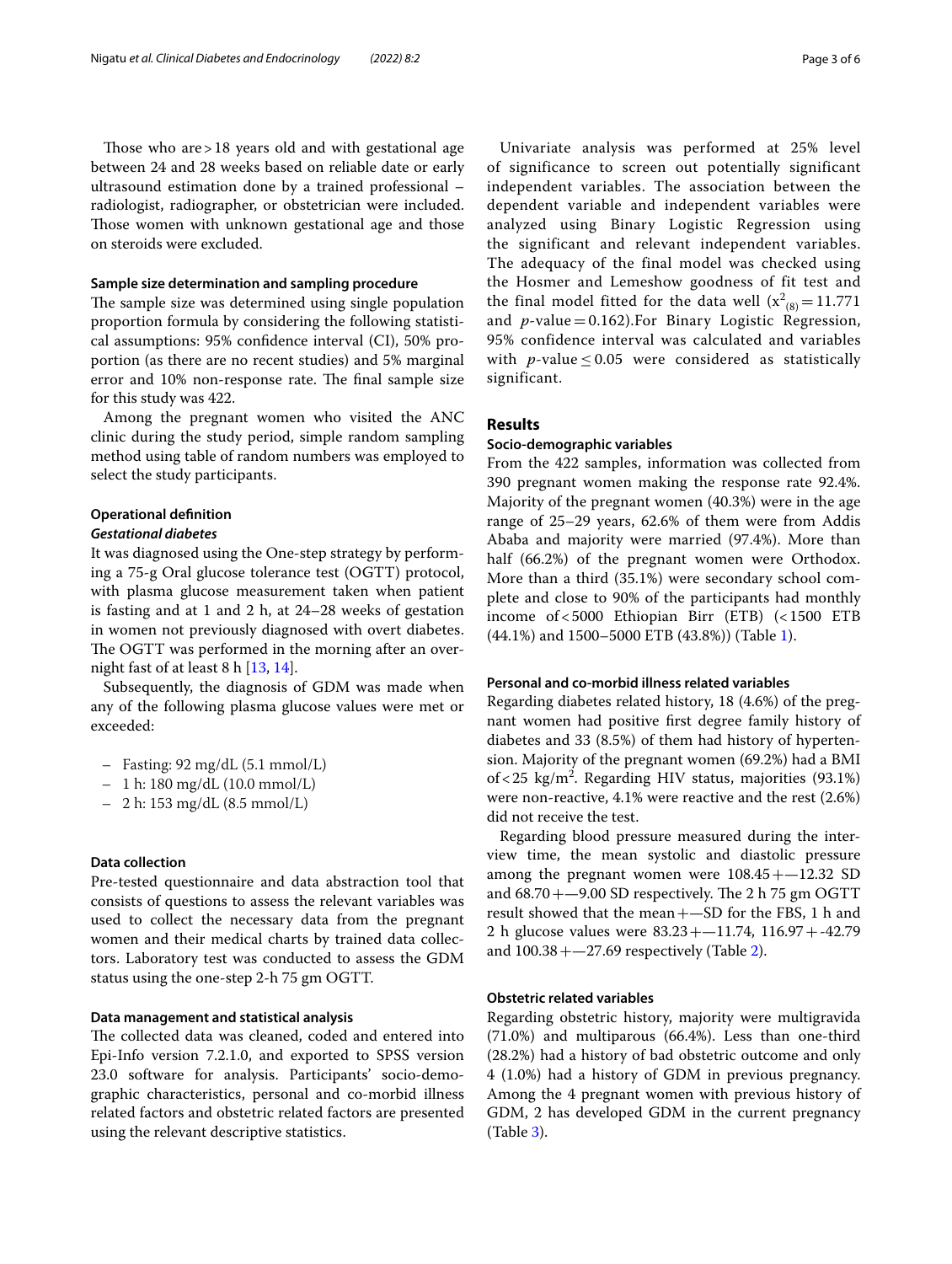Those who are > 18 years old and with gestational age between 24 and 28 weeks based on reliable date or early ultrasound estimation done by a trained professional – radiologist, radiographer, or obstetrician were included. Those women with unknown gestational age and those on steroids were excluded.

### Sample size determination and sampling procedure

The sample size was determined using single population proportion formula by considering the following statistical assumptions: 95% confidence interval (CI), 50% proportion (as there are no recent studies) and 5% marginal error and 10% non-response rate. The final sample size for this study was 422.

Among the pregnant women who visited the ANC clinic during the study period, simple random sampling method using table of random numbers was employed to select the study participants.

### Operational definition

#### *Gestational diabetes*

It was diagnosed using the One-step strategy by performing a 75-g Oral glucose tolerance test (OGTT) protocol, with plasma glucose measurement taken when patient is fasting and at 1 and 2 h, at 24–28 weeks of gestation in women not previously diagnosed with overt diabetes. The OGTT was performed in the morning after an overnight fast of at least 8 h [13, 14].

Subsequently, the diagnosis of GDM was made when any of the following plasma glucose values were met or exceeded:

- Fasting: 92 mg/dL (5.1 mmol/L)
- 1 h: 180 mg/dL (10.0 mmol/L)
- 2 h: 153 mg/dL (8.5 mmol/L)

### Data collection

Pre-tested questionnaire and data abstraction tool that consists of questions to assess the relevant variables was used to collect the necessary data from the pregnant women and their medical charts by trained data collectors. Laboratory test was conducted to assess the GDM status using the one-step 2-h 75 gm OGTT.

### Data management and statistical analysis

The collected data was cleaned, coded and entered into Epi-Info version 7.2.1.0, and exported to SPSS version 23.0 software for analysis. Participants' socio-demographic characteristics, personal and co-morbid illness related factors and obstetric related factors are presented using the relevant descriptive statistics.

Univariate analysis was performed at 25% level of significance to screen out potentially significant independent variables. The association between the dependent variable and independent variables were analyzed using Binary Logistic Regression using the significant and relevant independent variables. The adequacy of the final model was checked using the Hosmer and Lemeshow goodness of fit test and the final model fitted for the data well ($x^2_{(8)} = 11.771$ and $p$-value = 0.162).For Binary Logistic Regression, 95% confidence interval was calculated and variables with $p$-value ≤ 0.05 were considered as statistically significant.

## Results

### Socio-demographic variables

From the 422 samples, information was collected from 390 pregnant women making the response rate 92.4%. Majority of the pregnant women (40.3%) were in the age range of 25–29 years, 62.6% of them were from Addis Ababa and majority were married (97.4%). More than half (66.2%) of the pregnant women were Orthodox. More than a third (35.1%) were secondary school complete and close to 90% of the participants had monthly income of < 5000 Ethiopian Birr (ETB) (< 1500 ETB (44.1%) and 1500–5000 ETB (43.8%)) (Table 1).

### Personal and co-morbid illness related variables

Regarding diabetes related history, 18 (4.6%) of the pregnant women had positive first degree family history of diabetes and 33 (8.5%) of them had history of hypertension. Majority of the pregnant women (69.2%) had a BMI of < 25 kg/m$^2$. Regarding HIV status, majorities (93.1%) were non-reactive, 4.1% were reactive and the rest (2.6%) did not receive the test.

Regarding blood pressure measured during the interview time, the mean systolic and diastolic pressure among the pregnant women were 108.45 +—12.32 SD and 68.70 +—9.00 SD respectively. The 2 h 75 gm OGTT result showed that the mean +—SD for the FBS, 1 h and 2 h glucose values were 83.23 +—11.74, 116.97 + -42.79 and 100.38 +—27.69 respectively (Table 2).

### Obstetric related variables

Regarding obstetric history, majority were multigravida (71.0%) and multiparous (66.4%). Less than one-third (28.2%) had a history of bad obstetric outcome and only 4 (1.0%) had a history of GDM in previous pregnancy. Among the 4 pregnant women with previous history of GDM, 2 has developed GDM in the current pregnancy (Table 3).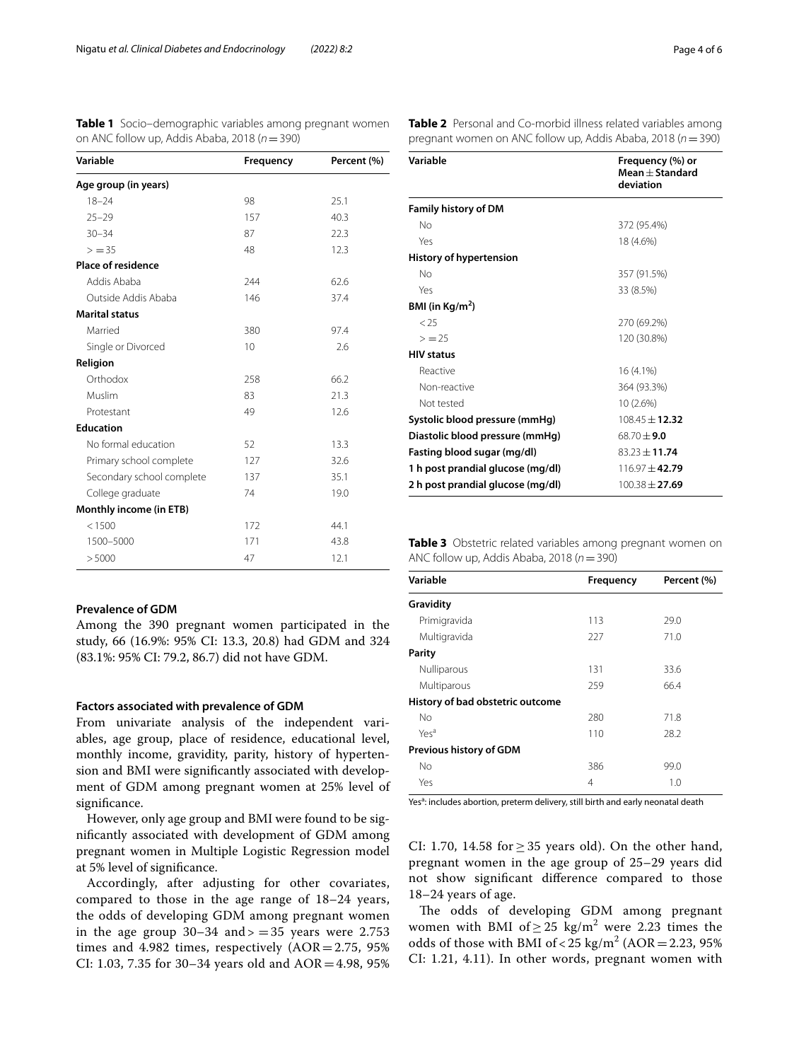**Table 1** Socio–demographic variables among pregnant women on ANC follow up, Addis Ababa, 2018 ($n=390$)

| Variable | Frequency | Percent (%) |
|---|---|---|
| **Age group (in years)** | | |
| 18–24 | 98 | 25.1 |
| 25–29 | 157 | 40.3 |
| 30–34 | 87 | 22.3 |
| > = 35 | 48 | 12.3 |
| **Place of residence** | | |
| Addis Ababa | 244 | 62.6 |
| Outside Addis Ababa | 146 | 37.4 |
| **Marital status** | | |
| Married | 380 | 97.4 |
| Single or Divorced | 10 | 2.6 |
| **Religion** | | |
| Orthodox | 258 | 66.2 |
| Muslim | 83 | 21.3 |
| Protestant | 49 | 12.6 |
| **Education** | | |
| No formal education | 52 | 13.3 |
| Primary school complete | 127 | 32.6 |
| Secondary school complete | 137 | 35.1 |
| College graduate | 74 | 19.0 |
| **Monthly income (in ETB)** | | |
| < 1500 | 172 | 44.1 |
| 1500–5000 | 171 | 43.8 |
| > 5000 | 47 | 12.1 |

## Prevalence of GDM

Among the 390 pregnant women participated in the study, 66 (16.9%: 95% CI: 13.3, 20.8) had GDM and 324 (83.1%: 95% CI: 79.2, 86.7) did not have GDM.

## Factors associated with prevalence of GDM

From univariate analysis of the independent variables, age group, place of residence, educational level, monthly income, gravidity, parity, history of hypertension and BMI were significantly associated with development of GDM among pregnant women at 25% level of significance.

However, only age group and BMI were found to be significantly associated with development of GDM among pregnant women in Multiple Logistic Regression model at 5% level of significance.

Accordingly, after adjusting for other covariates, compared to those in the age range of 18–24 years, the odds of developing GDM among pregnant women in the age group 30–34 and > = 35 years were 2.753 times and 4.982 times, respectively (AOR = 2.75, 95% CI: 1.03, 7.35 for 30–34 years old and AOR = 4.98, 95% CI: 1.70, 14.58 for ≥ 35 years old). On the other hand, pregnant women in the age group of 25–29 years did not show significant difference compared to those 18–24 years of age.

The odds of developing GDM among pregnant women with BMI of ≥ 25 kg/m$^2$ were 2.23 times the odds of those with BMI of < 25 kg/m$^2$ (AOR = 2.23, 95% CI: 1.21, 4.11). In other words, pregnant women with

**Table 2** Personal and Co-morbid illness related variables among pregnant women on ANC follow up, Addis Ababa, 2018 ($n=390$)

| Variable | Frequency (%) or Mean ± Standard deviation |
|---|---|
| **Family history of DM** | |
| No | 372 (95.4%) |
| Yes | 18 (4.6%) |
| **History of hypertension** | |
| No | 357 (91.5%) |
| Yes | 33 (8.5%) |
| **BMI (in Kg/m$^2$)** | |
| < 25 | 270 (69.2%) |
| > = 25 | 120 (30.8%) |
| **HIV status** | |
| Reactive | 16 (4.1%) |
| Non-reactive | 364 (93.3%) |
| Not tested | 10 (2.6%) |
| **Systolic blood pressure (mmHg)** | 108.45 ± **12.32** |
| **Diastolic blood pressure (mmHg)** | 68.70 ± **9.0** |
| **Fasting blood sugar (mg/dl)** | 83.23 ± **11.74** |
| **1 h post prandial glucose (mg/dl)** | 116.97 ± **42.79** |
| **2 h post prandial glucose (mg/dl)** | 100.38 ± **27.69** |

**Table 3** Obstetric related variables among pregnant women on ANC follow up, Addis Ababa, 2018 ($n=390$)

| Variable | Frequency | Percent (%) |
|---|---|---|
| **Gravidity** | | |
| Primigravida | 113 | 29.0 |
| Multigravida | 227 | 71.0 |
| **Parity** | | |
| Nulliparous | 131 | 33.6 |
| Multiparous | 259 | 66.4 |
| **History of bad obstetric outcome** | | |
| No | 280 | 71.8 |
| Yes[a] | 110 | 28.2 |
| **Previous history of GDM** | | |
| No | 386 | 99.0 |
| Yes | 4 | 1.0 |

Yes[a]: includes abortion, preterm delivery, still birth and early neonatal death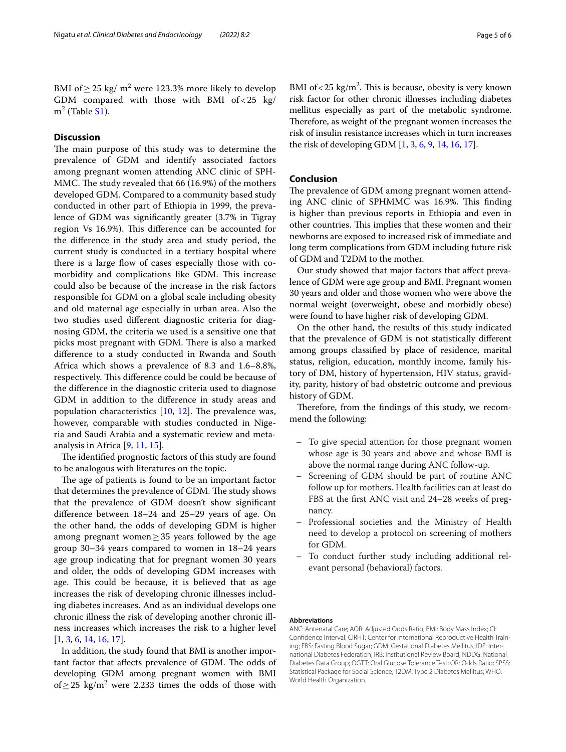BMI of $\geq 25$ kg/ $m^2$ were 123.3% more likely to develop GDM compared with those with BMI of $< 25$ kg/ $m^2$ (Table S1).

## Discussion

The main purpose of this study was to determine the prevalence of GDM and identify associated factors among pregnant women attending ANC clinic of SPH-MMC. The study revealed that 66 (16.9%) of the mothers developed GDM. Compared to a community based study conducted in other part of Ethiopia in 1999, the prevalence of GDM was significantly greater (3.7% in Tigray region Vs 16.9%). This difference can be accounted for the difference in the study area and study period, the current study is conducted in a tertiary hospital where there is a large flow of cases especially those with co-morbidity and complications like GDM. This increase could also be because of the increase in the risk factors responsible for GDM on a global scale including obesity and old maternal age especially in urban area. Also the two studies used different diagnostic criteria for diagnosing GDM, the criteria we used is a sensitive one that picks most pregnant with GDM. There is also a marked difference to a study conducted in Rwanda and South Africa which shows a prevalence of 8.3 and 1.6–8.8%, respectively. This difference could be could be because of the difference in the diagnostic criteria used to diagnose GDM in addition to the difference in study areas and population characteristics [10, 12]. The prevalence was, however, comparable with studies conducted in Nigeria and Saudi Arabia and a systematic review and meta-analysis in Africa [9, 11, 15].

The identified prognostic factors of this study are found to be analogous with literatures on the topic.

The age of patients is found to be an important factor that determines the prevalence of GDM. The study shows that the prevalence of GDM doesn't show significant difference between 18–24 and 25–29 years of age. On the other hand, the odds of developing GDM is higher among pregnant women $\geq 35$ years followed by the age group 30–34 years compared to women in 18–24 years age group indicating that for pregnant women 30 years and older, the odds of developing GDM increases with age. This could be because, it is believed that as age increases the risk of developing chronic illnesses including diabetes increases. And as an individual develops one chronic illness the risk of developing another chronic illness increases which increases the risk to a higher level [1, 3, 6, 14, 16, 17].

In addition, the study found that BMI is another important factor that affects prevalence of GDM. The odds of developing GDM among pregnant women with BMI of $\geq 25$ kg/$m^2$ were 2.233 times the odds of those with BMI of $< 25$ kg/$m^2$. This is because, obesity is very known risk factor for other chronic illnesses including diabetes mellitus especially as part of the metabolic syndrome. Therefore, as weight of the pregnant women increases the risk of insulin resistance increases which in turn increases the risk of developing GDM [1, 3, 6, 9, 14, 16, 17].

## Conclusion

The prevalence of GDM among pregnant women attending ANC clinic of SPHMMC was 16.9%. This finding is higher than previous reports in Ethiopia and even in other countries. This implies that these women and their newborns are exposed to increased risk of immediate and long term complications from GDM including future risk of GDM and T2DM to the mother.

Our study showed that major factors that affect prevalence of GDM were age group and BMI. Pregnant women 30 years and older and those women who were above the normal weight (overweight, obese and morbidly obese) were found to have higher risk of developing GDM.

On the other hand, the results of this study indicated that the prevalence of GDM is not statistically different among groups classified by place of residence, marital status, religion, education, monthly income, family history of DM, history of hypertension, HIV status, gravidity, parity, history of bad obstetric outcome and previous history of GDM.

Therefore, from the findings of this study, we recommend the following:

- To give special attention for those pregnant women whose age is 30 years and above and whose BMI is above the normal range during ANC follow-up.
- Screening of GDM should be part of routine ANC follow up for mothers. Health facilities can at least do FBS at the first ANC visit and 24–28 weeks of pregnancy.
- Professional societies and the Ministry of Health need to develop a protocol on screening of mothers for GDM.
- To conduct further study including additional relevant personal (behavioral) factors.

#### Abbreviations

ANC: Antenatal Care; AOR: Adjusted Odds Ratio; BMI: Body Mass Index; CI: Confidence Interval; CIRHT: Center for International Reproductive Health Training; FBS: Fasting Blood Sugar; GDM: Gestational Diabetes Mellitus; IDF: International Diabetes Federation; IRB: Institutional Review Board; NDDG: National Diabetes Data Group; OGTT: Oral Glucose Tolerance Test; OR: Odds Ratio; SPSS: Statistical Package for Social Science; T2DM: Type 2 Diabetes Mellitus; WHO: World Health Organization.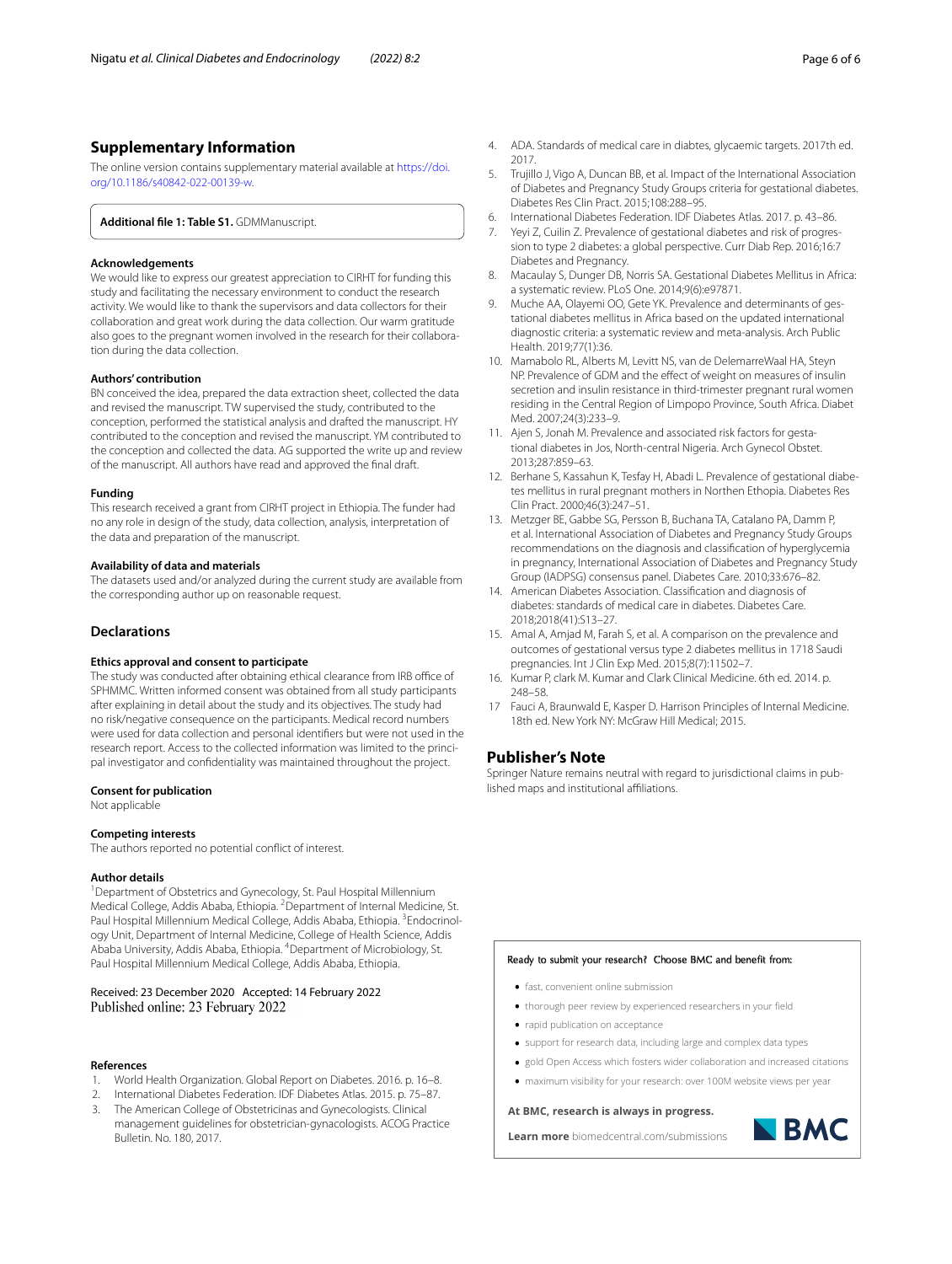## Supplementary Information

The online version contains supplementary material available at https://doi.org/10.1186/s40842-022-00139-w.

**Additional file 1: Table S1.** GDMManuscript.

### Acknowledgements

We would like to express our greatest appreciation to CIRHT for funding this study and facilitating the necessary environment to conduct the research activity. We would like to thank the supervisors and data collectors for their collaboration and great work during the data collection. Our warm gratitude also goes to the pregnant women involved in the research for their collaboration during the data collection.

### Authors' contribution

BN conceived the idea, prepared the data extraction sheet, collected the data and revised the manuscript. TW supervised the study, contributed to the conception, performed the statistical analysis and drafted the manuscript. HY contributed to the conception and revised the manuscript. YM contributed to the conception and collected the data. AG supported the write up and review of the manuscript. All authors have read and approved the final draft.

### Funding

This research received a grant from CIRHT project in Ethiopia. The funder had no any role in design of the study, data collection, analysis, interpretation of the data and preparation of the manuscript.

### Availability of data and materials

The datasets used and/or analyzed during the current study are available from the corresponding author up on reasonable request.

## Declarations

### Ethics approval and consent to participate

The study was conducted after obtaining ethical clearance from IRB office of SPHMMC. Written informed consent was obtained from all study participants after explaining in detail about the study and its objectives. The study had no risk/negative consequence on the participants. Medical record numbers were used for data collection and personal identifiers but were not used in the research report. Access to the collected information was limited to the principal investigator and confidentiality was maintained throughout the project.

### Consent for publication

Not applicable

### Competing interests

The authors reported no potential conflict of interest.

### Author details

[1]Department of Obstetrics and Gynecology, St. Paul Hospital Millennium Medical College, Addis Ababa, Ethiopia. [2]Department of Internal Medicine, St. Paul Hospital Millennium Medical College, Addis Ababa, Ethiopia. [3]Endocrinology Unit, Department of Internal Medicine, College of Health Science, Addis Ababa University, Addis Ababa, Ethiopia. [4]Department of Microbiology, St. Paul Hospital Millennium Medical College, Addis Ababa, Ethiopia.

Received: 23 December 2020 Accepted: 14 February 2022
Published online: 23 February 2022

### References

1. World Health Organization. Global Report on Diabetes. 2016. p. 16–8.
2. International Diabetes Federation. IDF Diabetes Atlas. 2015. p. 75–87.
3. The American College of Obstetricinas and Gynecologists. Clinical management guidelines for obstetrician-gynacologists. ACOG Practice Bulletin. No. 180, 2017.
4. ADA. Standards of medical care in diabtes, glycaemic targets. 2017th ed. 2017.
5. Trujillo J, Vigo A, Duncan BB, et al. Impact of the International Association of Diabetes and Pregnancy Study Groups criteria for gestational diabetes. Diabetes Res Clin Pract. 2015;108:288–95.
6. International Diabetes Federation. IDF Diabetes Atlas. 2017. p. 43–86.
7. Yeyi Z, Cuilin Z. Prevalence of gestational diabetes and risk of progression to type 2 diabetes: a global perspective. Curr Diab Rep. 2016;16:7 Diabetes and Pregnancy.
8. Macaulay S, Dunger DB, Norris SA. Gestational Diabetes Mellitus in Africa: a systematic review. PLoS One. 2014;9(6):e97871.
9. Muche AA, Olayemi OO, Gete YK. Prevalence and determinants of gestational diabetes mellitus in Africa based on the updated international diagnostic criteria: a systematic review and meta-analysis. Arch Public Health. 2019;77(1):36.
10. Mamabolo RL, Alberts M, Levitt NS, van de DelemarreWaal HA, Steyn NP. Prevalence of GDM and the effect of weight on measures of insulin secretion and insulin resistance in third-trimester pregnant rural women residing in the Central Region of Limpopo Province, South Africa. Diabet Med. 2007;24(3):233–9.
11. Ajen S, Jonah M. Prevalence and associated risk factors for gestational diabetes in Jos, North-central Nigeria. Arch Gynecol Obstet. 2013;287:859–63.
12. Berhane S, Kassahun K, Tesfay H, Abadi L. Prevalence of gestational diabetes mellitus in rural pregnant mothers in Northen Ethopia. Diabetes Res Clin Pract. 2000;46(3):247–51.
13. Metzger BE, Gabbe SG, Persson B, Buchana TA, Catalano PA, Damm P, et al. International Association of Diabetes and Pregnancy Study Groups recommendations on the diagnosis and classification of hyperglycemia in pregnancy, International Association of Diabetes and Pregnancy Study Group (IADPSG) consensus panel. Diabetes Care. 2010;33:676–82.
14. American Diabetes Association. Classification and diagnosis of diabetes: standards of medical care in diabetes. Diabetes Care. 2018;2018(41):S13–27.
15. Amal A, Amjad M, Farah S, et al. A comparison on the prevalence and outcomes of gestational versus type 2 diabetes mellitus in 1718 Saudi pregnancies. Int J Clin Exp Med. 2015;8(7):11502–7.
16. Kumar P, clark M. Kumar and Clark Clinical Medicine. 6th ed. 2014. p. 248–58.
17. Fauci A, Braunwald E, Kasper D. Harrison Principles of Internal Medicine. 18th ed. New York NY: McGraw Hill Medical; 2015.

## Publisher's Note

Springer Nature remains neutral with regard to jurisdictional claims in published maps and institutional affiliations.

Ready to submit your research? Choose BMC and benefit from:

- fast, convenient online submission
- thorough peer review by experienced researchers in your field
- rapid publication on acceptance
- support for research data, including large and complex data types
- gold Open Access which fosters wider collaboration and increased citations
- maximum visibility for your research: over 100M website views per year

**At BMC, research is always in progress.**

**Learn more** biomedcentral.com/submissions